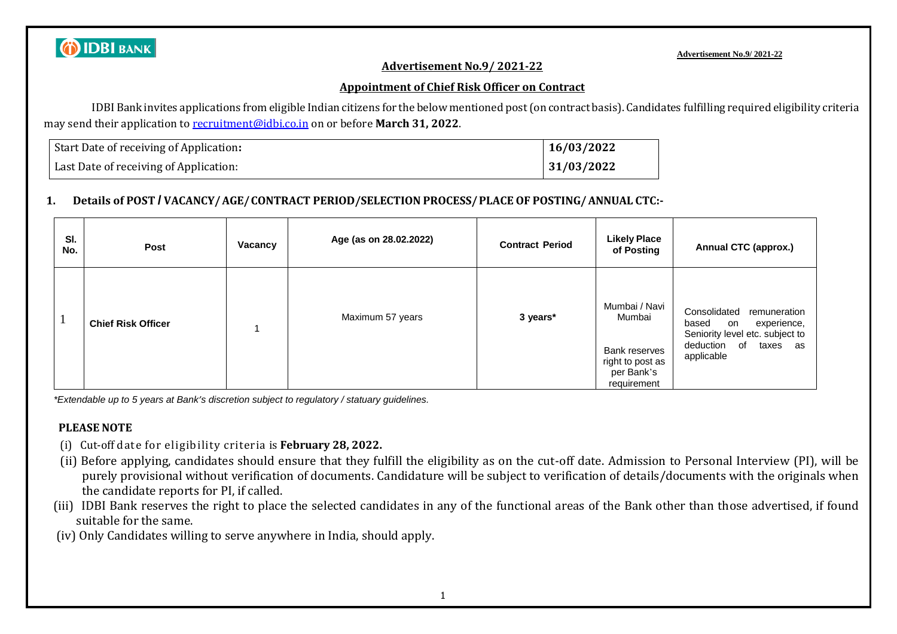IDBI BANK

Advertisement No.9/ 2021-22

## Advertisement No.9/ 2021-22

## Appointment of Chief Risk Officer on Contract

IDBI Bank invites applications from eligible Indian citizens for the below mentioned post (on contract basis). Candidates fulfilling required eligibility criteria may send their application to recruitment@idbi.co.in on or before **March 31, 2022**.

| | |
|---|---|
| Start Date of receiving of Application**:** | **16/03/2022** |
| Last Date of receiving of Application: | **31/03/2022** |

### 1. Details of POST / VACANCY/ AGE/ CONTRACT PERIOD/SELECTION PROCESS/ PLACE OF POSTING/ ANNUAL CTC:-

| Sl. No. | Post | Vacancy | Age (as on 28.02.2022) | Contract Period | Likely Place of Posting | Annual CTC (approx.) |
|---|---|---|---|---|---|---|
| 1 | **Chief Risk Officer** | 1 | Maximum 57 years | **3 years*** | Mumbai / Navi Mumbai<br><br>Bank reserves right to post as per Bank's requirement | Consolidated remuneration based on experience, Seniority level etc. subject to deduction of taxes as applicable |

*\*Extendable up to 5 years at Bank's discretion subject to regulatory / statuary guidelines.*

**PLEASE NOTE**

(i) Cut-off date for eligibility criteria is **February 28, 2022.**

(ii) Before applying, candidates should ensure that they fulfill the eligibility as on the cut-off date. Admission to Personal Interview (PI), will be purely provisional without verification of documents. Candidature will be subject to verification of details/documents with the originals when the candidate reports for PI, if called.

(iii) IDBI Bank reserves the right to place the selected candidates in any of the functional areas of the Bank other than those advertised, if found suitable for the same.

(iv) Only Candidates willing to serve anywhere in India, should apply.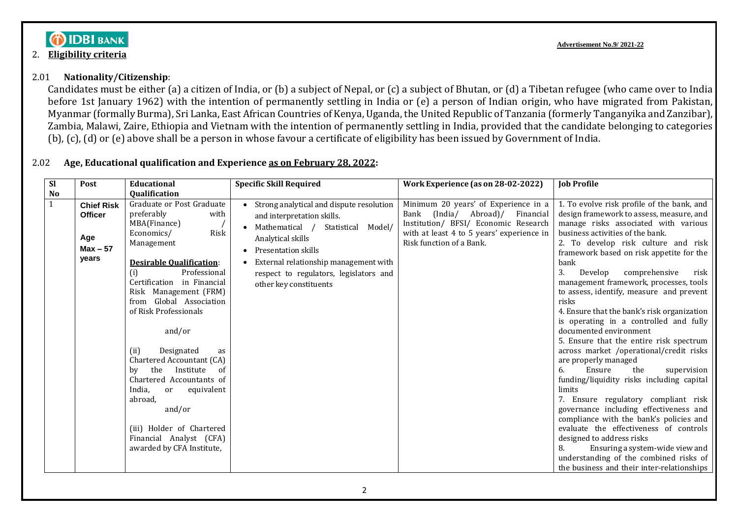## 2. Eligibility criteria

### 2.01 Nationality/Citizenship:

Candidates must be either (a) a citizen of India, or (b) a subject of Nepal, or (c) a subject of Bhutan, or (d) a Tibetan refugee (who came over to India before 1st January 1962) with the intention of permanently settling in India or (e) a person of Indian origin, who have migrated from Pakistan, Myanmar (formally Burma), Sri Lanka, East African Countries of Kenya, Uganda, the United Republic of Tanzania (formerly Tanganyika and Zanzibar), Zambia, Malawi, Zaire, Ethiopia and Vietnam with the intention of permanently settling in India, provided that the candidate belonging to categories (b), (c), (d) or (e) above shall be a person in whose favour a certificate of eligibility has been issued by Government of India.

### 2.02 Age, Educational qualification and Experience as on February 28, 2022:

| Sl No | Post | Educational Qualification | Specific Skill Required | Work Experience (as on 28-02-2022) | Job Profile |
|---|---|---|---|---|---|
| 1 | **Chief Risk Officer**<br><br>**Age Max – 57 years** | Graduate or Post Graduate preferably with MBA(Finance) / Economics/ Risk Management<br><br>**Desirable Qualification**:<br>(i) Professional Certification in Financial Risk Management (FRM) from Global Association of Risk Professionals<br><br>and/or<br><br>(ii) Designated as Chartered Accountant (CA) by the Institute of Chartered Accountants of India, or equivalent abroad,<br>and/or<br><br>(iii) Holder of Chartered Financial Analyst (CFA) awarded by CFA Institute, | • Strong analytical and dispute resolution and interpretation skills.<br>• Mathematical / Statistical Model/ Analytical skills<br>• Presentation skills<br>• External relationship management with respect to regulators, legislators and other key constituents | Minimum 20 years' of Experience in a Bank (India/ Abroad)/ Financial Institution/ BFSI/ Economic Research with at least 4 to 5 years' experience in Risk function of a Bank. | 1. To evolve risk profile of the bank, and design framework to assess, measure, and manage risks associated with various business activities of the bank.<br>2. To develop risk culture and risk framework based on risk appetite for the bank<br>3. Develop comprehensive risk management framework, processes, tools to assess, identify, measure and prevent risks<br>4. Ensure that the bank's risk organization is operating in a controlled and fully documented environment<br>5. Ensure that the entire risk spectrum across market /operational/credit risks are properly managed<br>6. Ensure the supervision funding/liquidity risks including capital limits<br>7. Ensure regulatory compliant risk governance including effectiveness and compliance with the bank's policies and evaluate the effectiveness of controls designed to address risks<br>8. Ensuring a system-wide view and understanding of the combined risks of the business and their inter-relationships |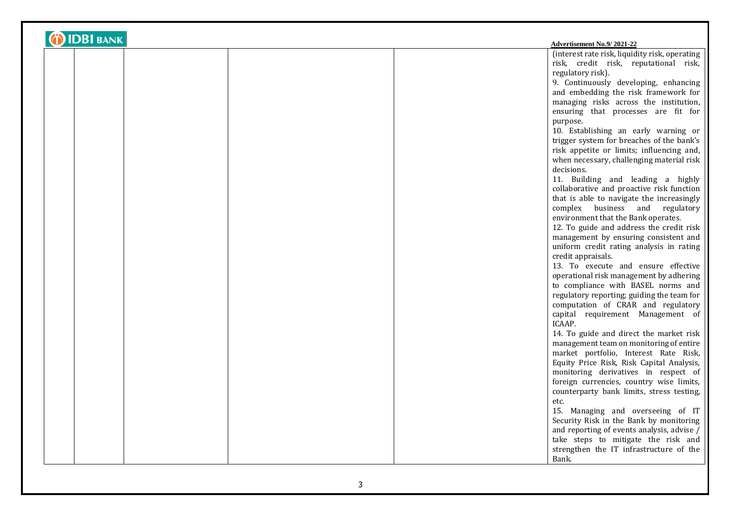| | | | | | |
|---|---|---|---|---|---|
| | | | | | (interest rate risk, liquidity risk, operating risk, credit risk, reputational risk, regulatory risk).<br>9. Continuously developing, enhancing and embedding the risk framework for managing risks across the institution, ensuring that processes are fit for purpose.<br>10. Establishing an early warning or trigger system for breaches of the bank's risk appetite or limits; influencing and, when necessary, challenging material risk decisions.<br>11. Building and leading a highly collaborative and proactive risk function that is able to navigate the increasingly complex business and regulatory environment that the Bank operates.<br>12. To guide and address the credit risk management by ensuring consistent and uniform credit rating analysis in rating credit appraisals.<br>13. To execute and ensure effective operational risk management by adhering to compliance with BASEL norms and regulatory reporting; guiding the team for computation of CRAR and regulatory capital requirement Management of ICAAP.<br>14. To guide and direct the market risk management team on monitoring of entire market portfolio, Interest Rate Risk, Equity Price Risk, Risk Capital Analysis, monitoring derivatives in respect of foreign currencies, country wise limits, counterparty bank limits, stress testing, etc.<br>15. Managing and overseeing of IT Security Risk in the Bank by monitoring and reporting of events analysis, advise / take steps to mitigate the risk and strengthen the IT infrastructure of the Bank. |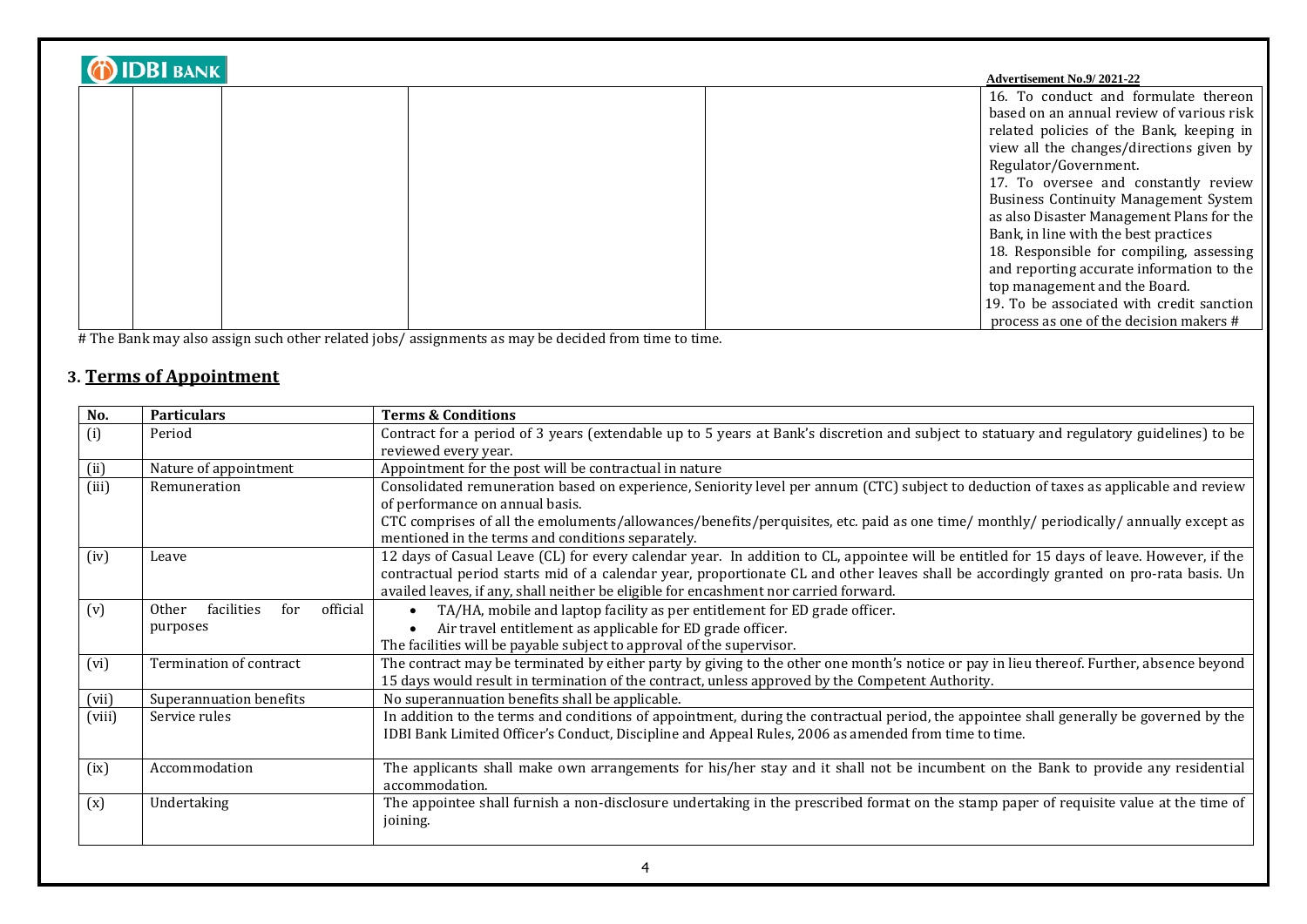| | | | | |
|---|---|---|---|---|
| | | | | 16. To conduct and formulate thereon based on an annual review of various risk related policies of the Bank, keeping in view all the changes/directions given by Regulator/Government.<br>17. To oversee and constantly review Business Continuity Management System as also Disaster Management Plans for the Bank, in line with the best practices<br>18. Responsible for compiling, assessing and reporting accurate information to the top management and the Board.<br>19. To be associated with credit sanction process as one of the decision makers # |

# The Bank may also assign such other related jobs/ assignments as may be decided from time to time.

## 3. Terms of Appointment

| No. | Particulars | Terms & Conditions |
|---|---|---|
| (i) | Period | Contract for a period of 3 years (extendable up to 5 years at Bank's discretion and subject to statuary and regulatory guidelines) to be reviewed every year. |
| (ii) | Nature of appointment | Appointment for the post will be contractual in nature |
| (iii) | Remuneration | Consolidated remuneration based on experience, Seniority level per annum (CTC) subject to deduction of taxes as applicable and review of performance on annual basis.<br>CTC comprises of all the emoluments/allowances/benefits/perquisites, etc. paid as one time/ monthly/ periodically/ annually except as mentioned in the terms and conditions separately. |
| (iv) | Leave | 12 days of Casual Leave (CL) for every calendar year. In addition to CL, appointee will be entitled for 15 days of leave. However, if the contractual period starts mid of a calendar year, proportionate CL and other leaves shall be accordingly granted on pro-rata basis. Un availed leaves, if any, shall neither be eligible for encashment nor carried forward. |
| (v) | Other facilities for official purposes | • TA/HA, mobile and laptop facility as per entitlement for ED grade officer.<br>• Air travel entitlement as applicable for ED grade officer.<br>The facilities will be payable subject to approval of the supervisor. |
| (vi) | Termination of contract | The contract may be terminated by either party by giving to the other one month's notice or pay in lieu thereof. Further, absence beyond 15 days would result in termination of the contract, unless approved by the Competent Authority. |
| (vii) | Superannuation benefits | No superannuation benefits shall be applicable. |
| (viii) | Service rules | In addition to the terms and conditions of appointment, during the contractual period, the appointee shall generally be governed by the IDBI Bank Limited Officer's Conduct, Discipline and Appeal Rules, 2006 as amended from time to time. |
| (ix) | Accommodation | The applicants shall make own arrangements for his/her stay and it shall not be incumbent on the Bank to provide any residential accommodation. |
| (x) | Undertaking | The appointee shall furnish a non-disclosure undertaking in the prescribed format on the stamp paper of requisite value at the time of joining. |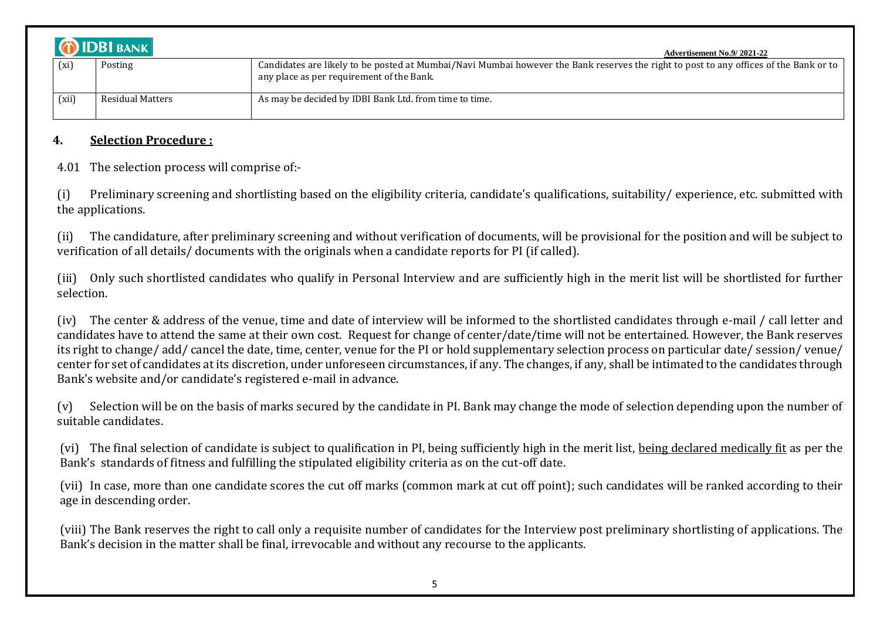| | | |
|---|---|---|
| (xi) | Posting | Candidates are likely to be posted at Mumbai/Navi Mumbai however the Bank reserves the right to post to any offices of the Bank or to any place as per requirement of the Bank. |
| (xii) | Residual Matters | As may be decided by IDBI Bank Ltd. from time to time. |

## 4. <u>Selection Procedure :</u>

4.01 The selection process will comprise of:-

(i) Preliminary screening and shortlisting based on the eligibility criteria, candidate's qualifications, suitability/ experience, etc. submitted with the applications.

(ii) The candidature, after preliminary screening and without verification of documents, will be provisional for the position and will be subject to verification of all details/ documents with the originals when a candidate reports for PI (if called).

(iii) Only such shortlisted candidates who qualify in Personal Interview and are sufficiently high in the merit list will be shortlisted for further selection.

(iv) The center & address of the venue, time and date of interview will be informed to the shortlisted candidates through e-mail / call letter and candidates have to attend the same at their own cost. Request for change of center/date/time will not be entertained. However, the Bank reserves its right to change/ add/ cancel the date, time, center, venue for the PI or hold supplementary selection process on particular date/ session/ venue/ center for set of candidates at its discretion, under unforeseen circumstances, if any. The changes, if any, shall be intimated to the candidates through Bank's website and/or candidate's registered e-mail in advance.

(v) Selection will be on the basis of marks secured by the candidate in PI. Bank may change the mode of selection depending upon the number of suitable candidates.

(vi) The final selection of candidate is subject to qualification in PI, being sufficiently high in the merit list, <u>being declared medically fit</u> as per the Bank's standards of fitness and fulfilling the stipulated eligibility criteria as on the cut-off date.

(vii) In case, more than one candidate scores the cut off marks (common mark at cut off point); such candidates will be ranked according to their age in descending order.

(viii) The Bank reserves the right to call only a requisite number of candidates for the Interview post preliminary shortlisting of applications. The Bank's decision in the matter shall be final, irrevocable and without any recourse to the applicants.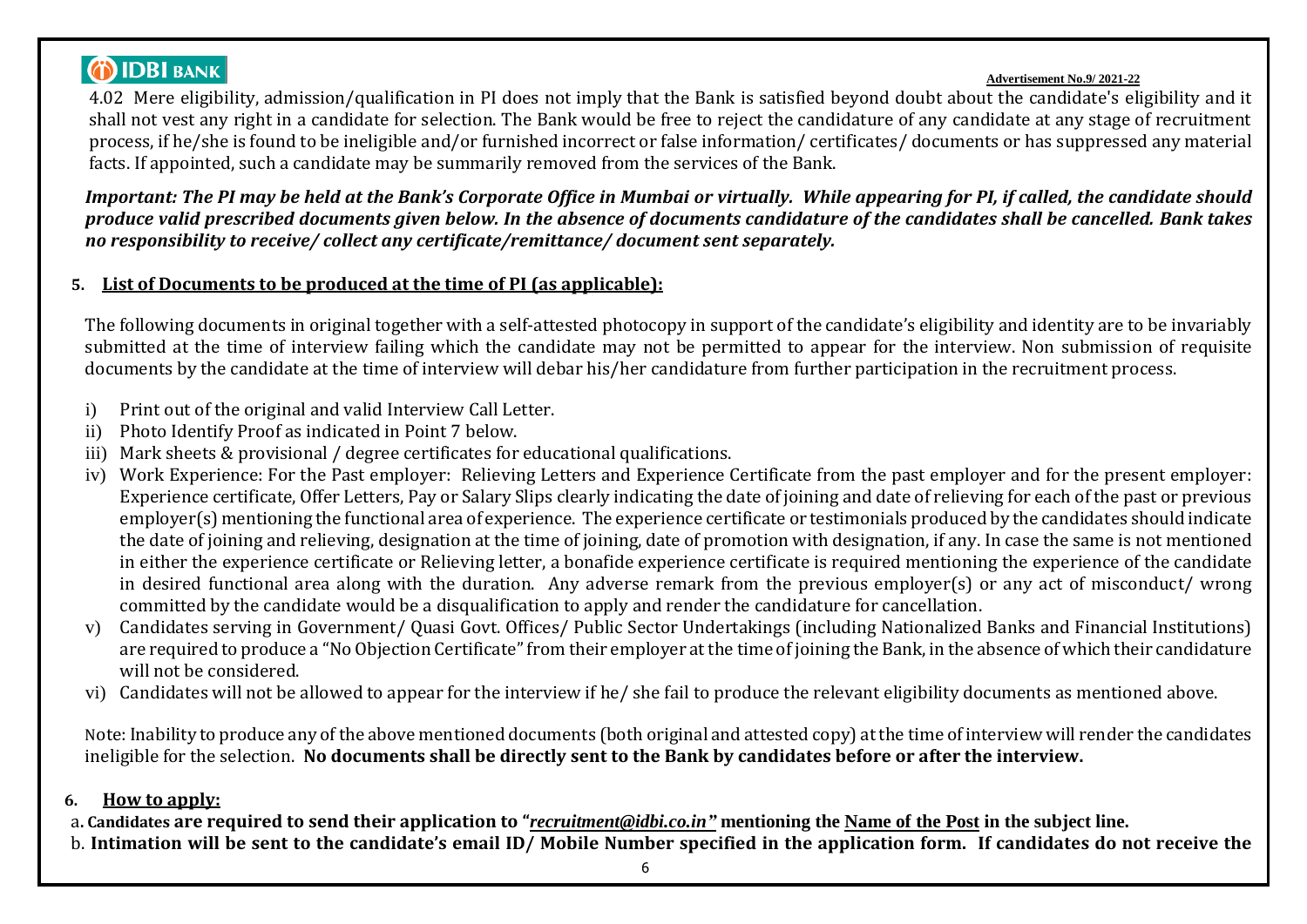4.02 Mere eligibility, admission/qualification in PI does not imply that the Bank is satisfied beyond doubt about the candidate's eligibility and it shall not vest any right in a candidate for selection. The Bank would be free to reject the candidature of any candidate at any stage of recruitment process, if he/she is found to be ineligible and/or furnished incorrect or false information/ certificates/ documents or has suppressed any material facts. If appointed, such a candidate may be summarily removed from the services of the Bank.

***Important: The PI may be held at the Bank's Corporate Office in Mumbai or virtually. While appearing for PI, if called, the candidate should produce valid prescribed documents given below. In the absence of documents candidature of the candidates shall be cancelled. Bank takes no responsibility to receive/ collect any certificate/remittance/ document sent separately.***

## 5. List of Documents to be produced at the time of PI (as applicable):

The following documents in original together with a self-attested photocopy in support of the candidate's eligibility and identity are to be invariably submitted at the time of interview failing which the candidate may not be permitted to appear for the interview. Non submission of requisite documents by the candidate at the time of interview will debar his/her candidature from further participation in the recruitment process.

i) Print out of the original and valid Interview Call Letter.
ii) Photo Identify Proof as indicated in Point 7 below.
iii) Mark sheets & provisional / degree certificates for educational qualifications.
iv) Work Experience: For the Past employer: Relieving Letters and Experience Certificate from the past employer and for the present employer: Experience certificate, Offer Letters, Pay or Salary Slips clearly indicating the date of joining and date of relieving for each of the past or previous employer(s) mentioning the functional area of experience. The experience certificate or testimonials produced by the candidates should indicate the date of joining and relieving, designation at the time of joining, date of promotion with designation, if any. In case the same is not mentioned in either the experience certificate or Relieving letter, a bonafide experience certificate is required mentioning the experience of the candidate in desired functional area along with the duration. Any adverse remark from the previous employer(s) or any act of misconduct/ wrong committed by the candidate would be a disqualification to apply and render the candidature for cancellation.
v) Candidates serving in Government/ Quasi Govt. Offices/ Public Sector Undertakings (including Nationalized Banks and Financial Institutions) are required to produce a "No Objection Certificate" from their employer at the time of joining the Bank, in the absence of which their candidature will not be considered.
vi) Candidates will not be allowed to appear for the interview if he/ she fail to produce the relevant eligibility documents as mentioned above.

Note: Inability to produce any of the above mentioned documents (both original and attested copy) at the time of interview will render the candidates ineligible for the selection. **No documents shall be directly sent to the Bank by candidates before or after the interview.**

## 6. How to apply:

a. **Candidates are required to send their application to "*recruitment@idbi.co.in*" mentioning the Name of the Post in the subject line.**

b. **Intimation will be sent to the candidate's email ID/ Mobile Number specified in the application form. If candidates do not receive the**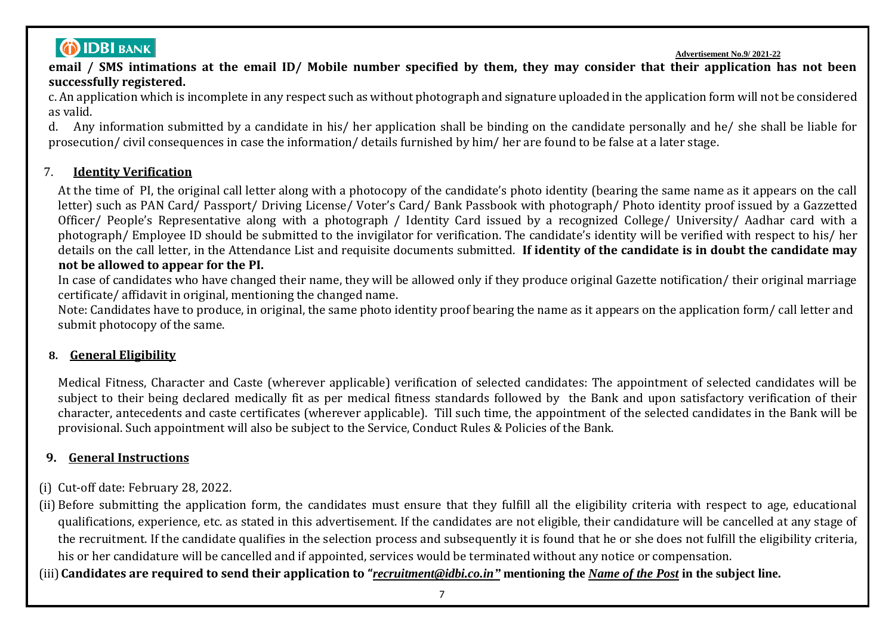**email / SMS intimations at the email ID/ Mobile number specified by them, they may consider that their application has not been successfully registered.**

c. An application which is incomplete in any respect such as without photograph and signature uploaded in the application form will not be considered as valid.

d. Any information submitted by a candidate in his/ her application shall be binding on the candidate personally and he/ she shall be liable for prosecution/ civil consequences in case the information/ details furnished by him/ her are found to be false at a later stage.

## 7. Identity Verification

At the time of PI, the original call letter along with a photocopy of the candidate's photo identity (bearing the same name as it appears on the call letter) such as PAN Card/ Passport/ Driving License/ Voter's Card/ Bank Passbook with photograph/ Photo identity proof issued by a Gazzetted Officer/ People's Representative along with a photograph / Identity Card issued by a recognized College/ University/ Aadhar card with a photograph/ Employee ID should be submitted to the invigilator for verification. The candidate's identity will be verified with respect to his/ her details on the call letter, in the Attendance List and requisite documents submitted. **If identity of the candidate is in doubt the candidate may not be allowed to appear for the PI.**

In case of candidates who have changed their name, they will be allowed only if they produce original Gazette notification/ their original marriage certificate/ affidavit in original, mentioning the changed name.

Note: Candidates have to produce, in original, the same photo identity proof bearing the name as it appears on the application form/ call letter and submit photocopy of the same.

## 8. General Eligibility

Medical Fitness, Character and Caste (wherever applicable) verification of selected candidates: The appointment of selected candidates will be subject to their being declared medically fit as per medical fitness standards followed by the Bank and upon satisfactory verification of their character, antecedents and caste certificates (wherever applicable). Till such time, the appointment of the selected candidates in the Bank will be provisional. Such appointment will also be subject to the Service, Conduct Rules & Policies of the Bank.

## 9. General Instructions

(i) Cut-off date: February 28, 2022.

(ii) Before submitting the application form, the candidates must ensure that they fulfill all the eligibility criteria with respect to age, educational qualifications, experience, etc. as stated in this advertisement. If the candidates are not eligible, their candidature will be cancelled at any stage of the recruitment. If the candidate qualifies in the selection process and subsequently it is found that he or she does not fulfill the eligibility criteria, his or her candidature will be cancelled and if appointed, services would be terminated without any notice or compensation.

(iii) **Candidates are required to send their application to "*recruitment@idbi.co.in*" mentioning the *Name of the Post* in the subject line.**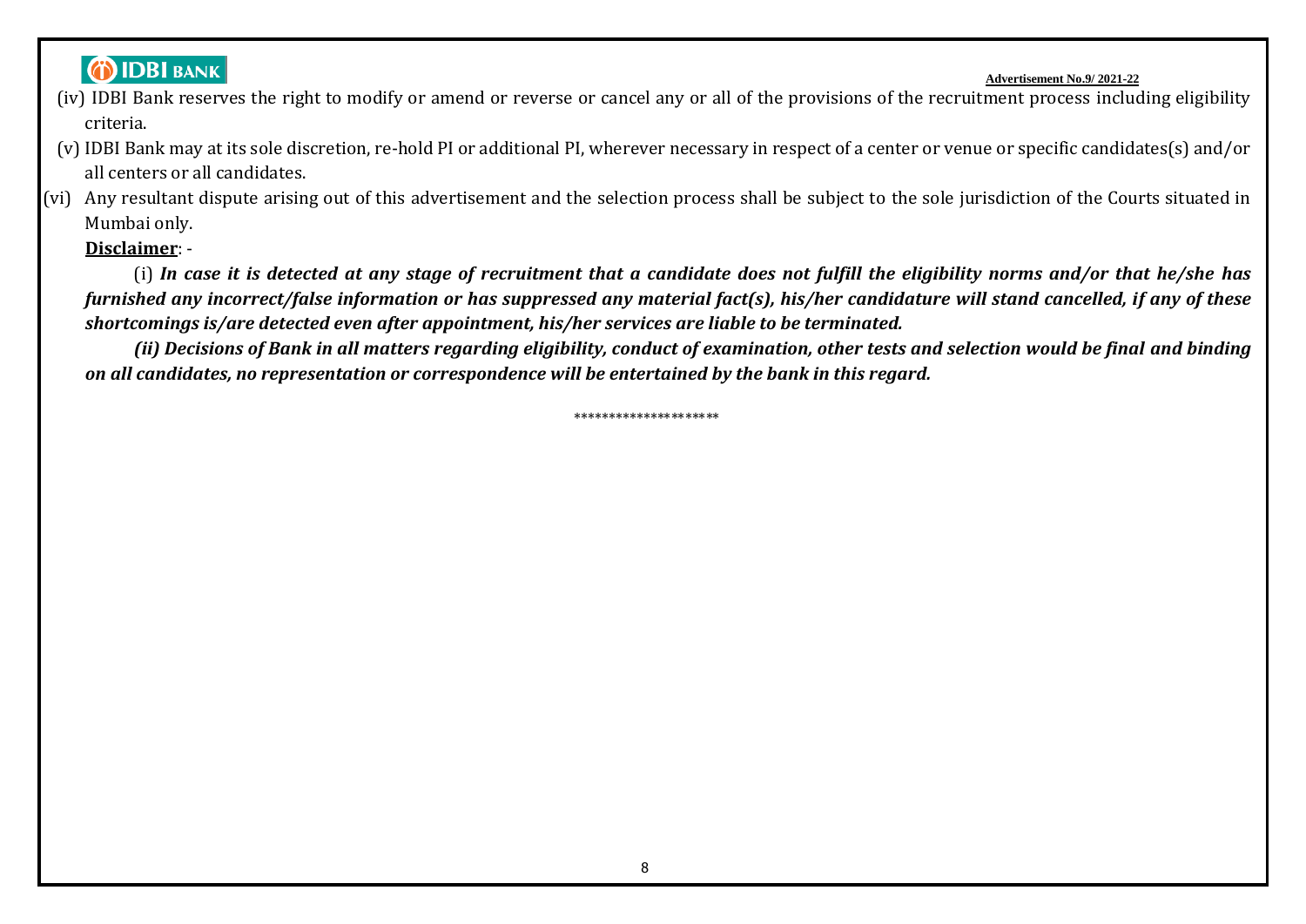(iv) IDBI Bank reserves the right to modify or amend or reverse or cancel any or all of the provisions of the recruitment process including eligibility criteria.

(v) IDBI Bank may at its sole discretion, re-hold PI or additional PI, wherever necessary in respect of a center or venue or specific candidates(s) and/or all centers or all candidates.

(vi) Any resultant dispute arising out of this advertisement and the selection process shall be subject to the sole jurisdiction of the Courts situated in Mumbai only.

**Disclaimer**: -

(i) ***In case it is detected at any stage of recruitment that a candidate does not fulfill the eligibility norms and/or that he/she has furnished any incorrect/false information or has suppressed any material fact(s), his/her candidature will stand cancelled, if any of these shortcomings is/are detected even after appointment, his/her services are liable to be terminated.***

***(ii) Decisions of Bank in all matters regarding eligibility, conduct of examination, other tests and selection would be final and binding on all candidates, no representation or correspondence will be entertained by the bank in this regard.***

********************